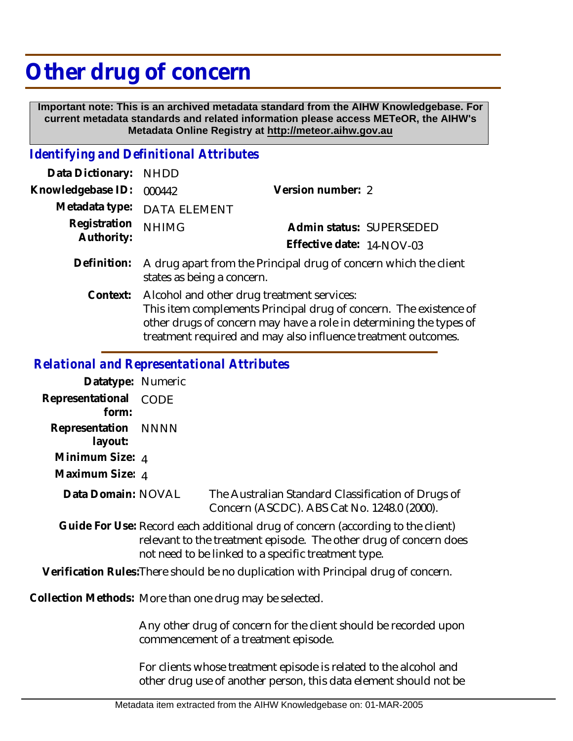# Other drug of concern

**Important note: This is an archived metadata standard from the AIHW Knowledgebase. For current metadata standards and related information please access METeOR, the AIHW's Metadata Online Registry at http://meteor.aihw.gov.au**

## *Identifying and Definitional Attributes*

| | | | |
|---|---|---|---|
| **Data Dictionary:** | NHDD | | |
| **Knowledgebase ID:** | 000442 | **Version number:** | 2 |
| **Metadata type:** | DATA ELEMENT | | |
| **Registration Authority:** | NHIMG | **Admin status:** | SUPERSEDED |
| | | **Effective date:** | 14-NOV-03 |

**Definition:** A drug apart from the Principal drug of concern which the client states as being a concern.

**Context:** Alcohol and other drug treatment services:
This item complements Principal drug of concern. The existence of other drugs of concern may have a role in determining the types of treatment required and may also influence treatment outcomes.

## *Relational and Representational Attributes*

**Datatype:** Numeric

**Representational form:** CODE

**Representation layout:** NNNN

**Minimum Size:** 4

**Maximum Size:** 4

**Data Domain:** NOVAL — The Australian Standard Classification of Drugs of Concern (ASCDC). ABS Cat No. 1248.0 (2000).

**Guide For Use:** Record each additional drug of concern (according to the client) relevant to the treatment episode. The other drug of concern does not need to be linked to a specific treatment type.

**Verification Rules:** There should be no duplication with Principal drug of concern.

**Collection Methods:** More than one drug may be selected.

Any other drug of concern for the client should be recorded upon commencement of a treatment episode.

For clients whose treatment episode is related to the alcohol and other drug use of another person, this data element should not be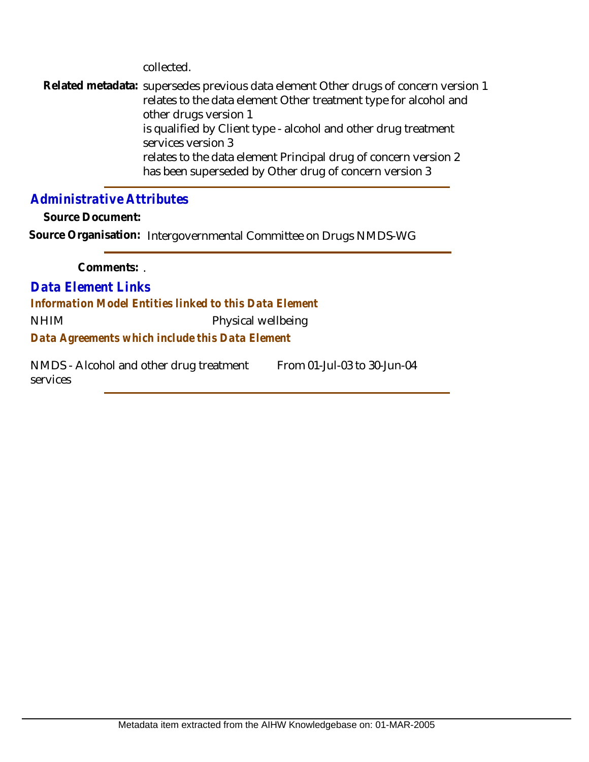collected.

**Related metadata:** supersedes previous data element Other drugs of concern version 1
relates to the data element Other treatment type for alcohol and other drugs version 1
is qualified by Client type - alcohol and other drug treatment services version 3
relates to the data element Principal drug of concern version 2
has been superseded by Other drug of concern version 3

## Administrative Attributes

**Source Document:**

**Source Organisation:** Intergovernmental Committee on Drugs NMDS-WG

**Comments:** .

## Data Element Links

### Information Model Entities linked to this Data Element

| | |
|---|---|
| NHIM | Physical wellbeing |

### Data Agreements which include this Data Element

| | |
|---|---|
| NMDS - Alcohol and other drug treatment services | From 01-Jul-03 to 30-Jun-04 |

Metadata item extracted from the AIHW Knowledgebase on: 01-MAR-2005